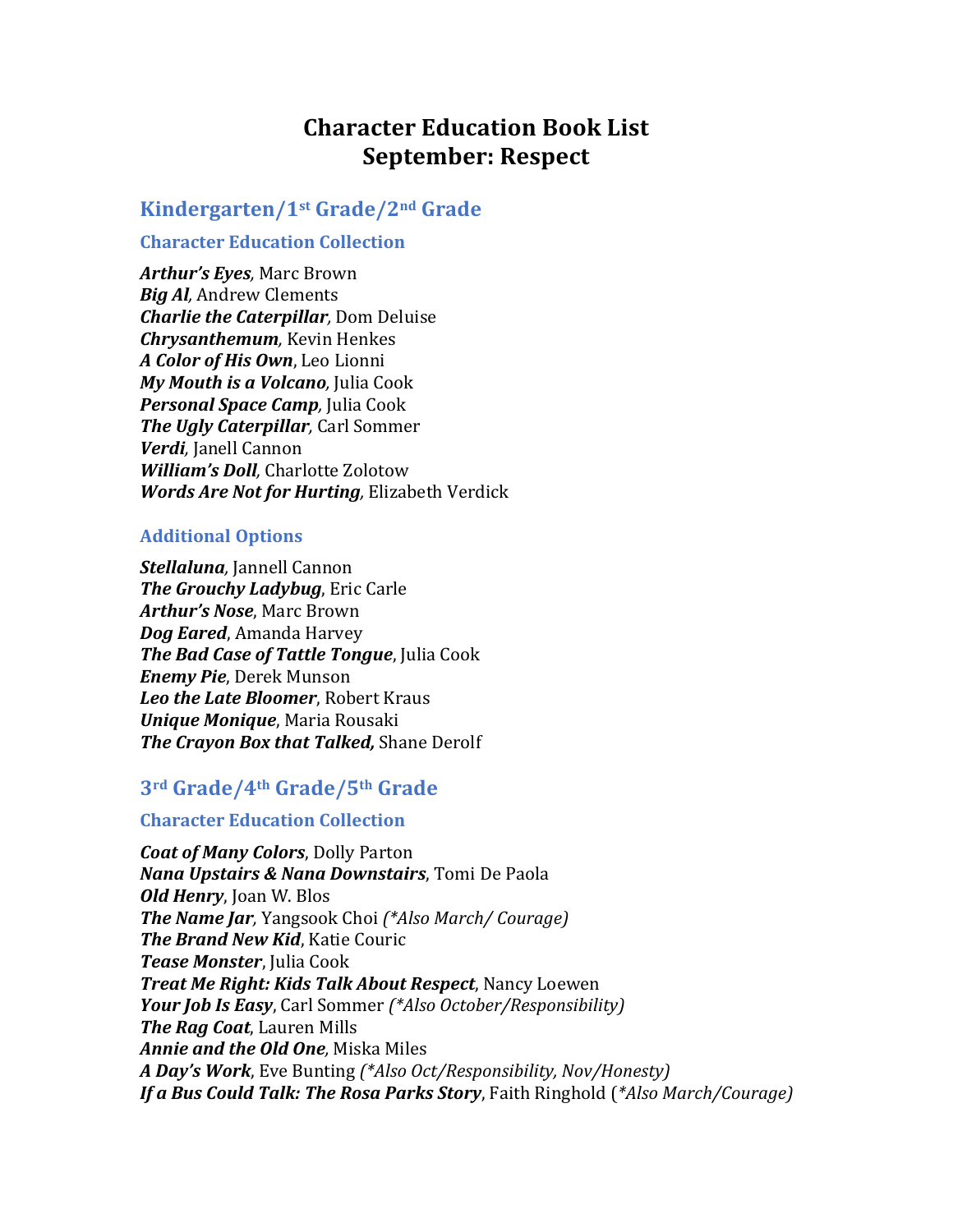# Character Education Book List
# September: Respect

## Kindergarten/1st Grade/2nd Grade

### Character Education Collection

***Arthur's Eyes**, Marc Brown*  
***Big Al**, Andrew Clements*  
***Charlie the Caterpillar**, Dom Deluise*  
***Chrysanthemum**, Kevin Henkes*  
***A Color of His Own**, Leo Lionni*  
***My Mouth is a Volcano**, Julia Cook*  
***Personal Space Camp**, Julia Cook*  
***The Ugly Caterpillar**, Carl Sommer*  
***Verdi**, Janell Cannon*  
***William's Doll**, Charlotte Zolotow*  
***Words Are Not for Hurting**, Elizabeth Verdick*

### Additional Options

***Stellaluna**, Jannell Cannon*  
***The Grouchy Ladybug**, Eric Carle*  
***Arthur's Nose**, Marc Brown*  
***Dog Eared**, Amanda Harvey*  
***The Bad Case of Tattle Tongue**, Julia Cook*  
***Enemy Pie**, Derek Munson*  
***Leo the Late Bloomer**, Robert Kraus*  
***Unique Monique**, Maria Rousaki*  
***The Crayon Box that Talked,** Shane Derolf*

## 3rd Grade/4th Grade/5th Grade

### Character Education Collection

***Coat of Many Colors**, Dolly Parton*  
***Nana Upstairs & Nana Downstairs**, Tomi De Paola*  
***Old Henry**, Joan W. Blos*  
***The Name Jar**, Yangsook Choi (\*Also March/ Courage)*  
***The Brand New Kid**, Katie Couric*  
***Tease Monster**, Julia Cook*  
***Treat Me Right: Kids Talk About Respect**, Nancy Loewen*  
***Your Job Is Easy**, Carl Sommer (\*Also October/Responsibility)*  
***The Rag Coat**, Lauren Mills*  
***Annie and the Old One**, Miska Miles*  
***A Day's Work**, Eve Bunting (\*Also Oct/Responsibility, Nov/Honesty)*  
***If a Bus Could Talk: The Rosa Parks Story**, Faith Ringhold (\*Also March/Courage)*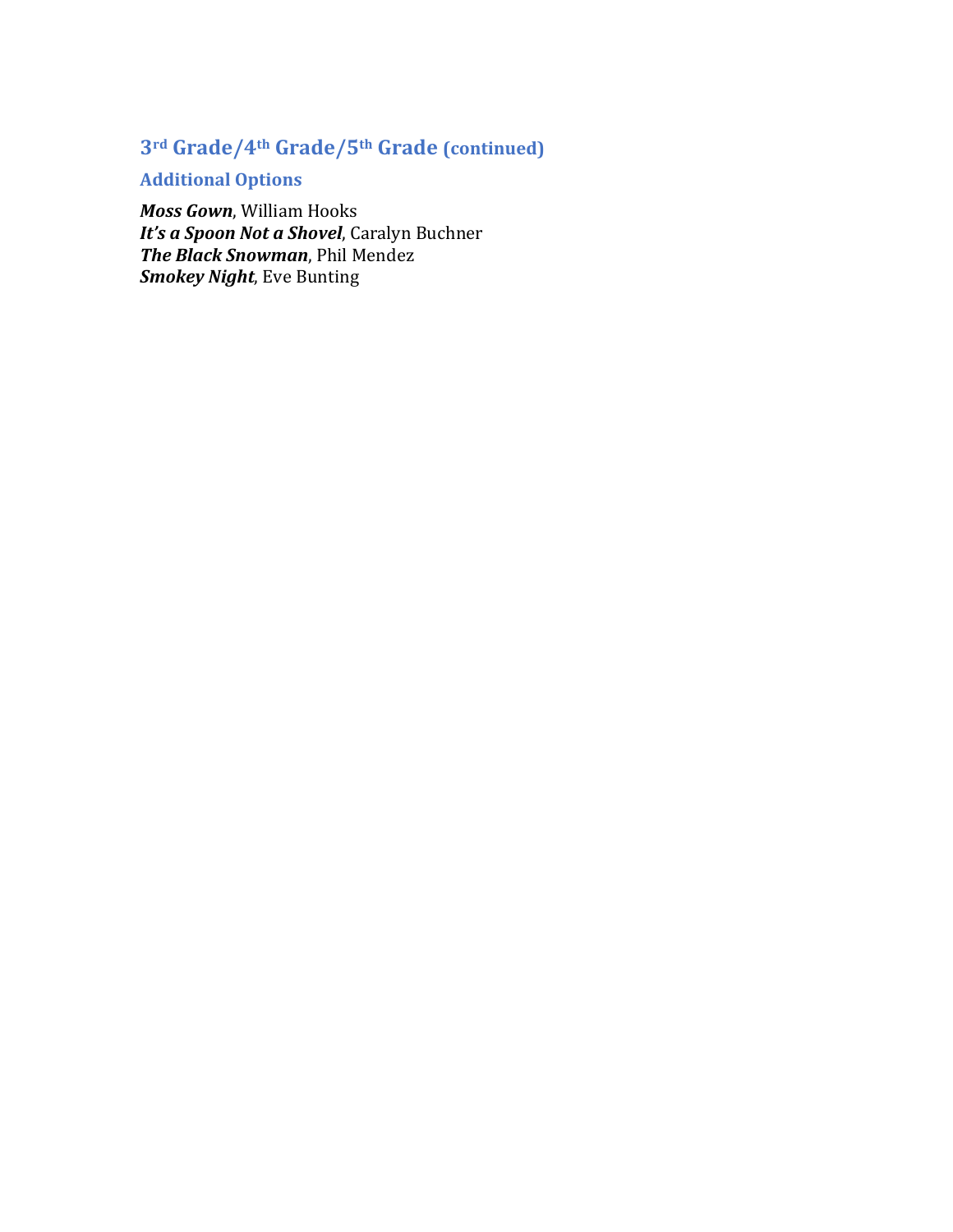## 3rd Grade/4th Grade/5th Grade (continued)

### Additional Options

***Moss Gown***, William Hooks
***It's a Spoon Not a Shovel***, Caralyn Buchner
***The Black Snowman***, Phil Mendez
***Smokey Night***, Eve Bunting